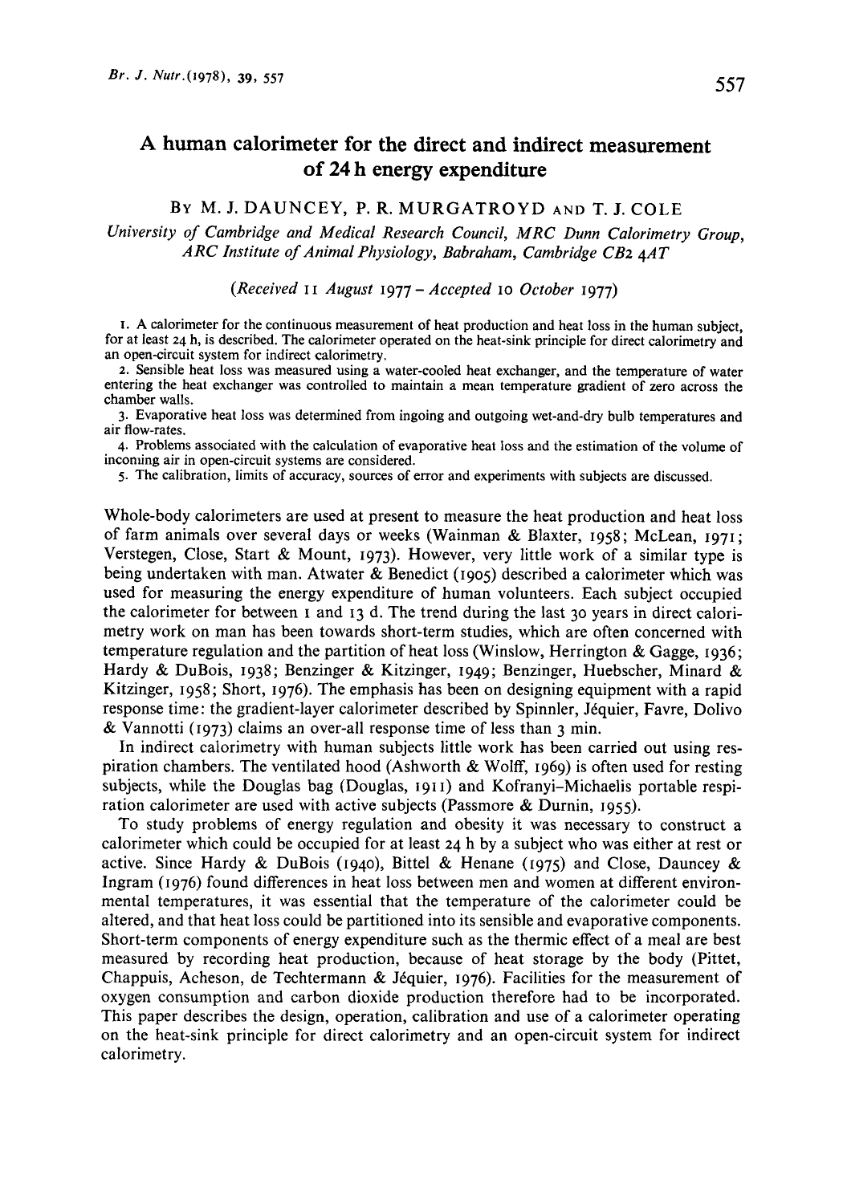# A human calorimeter for the direct and indirect measurement of 24 h energy expenditure

BY M. J. DAUNCEY, P. R. MURGATROYD AND T. J. COLE

*University of Cambridge and Medical Research Council, MRC Dunn Calorimetry Group, ARC Institute of Animal Physiology, Babraham, Cambridge CB2 4AT*

*(Received 11 August 1977 – Accepted 10 October 1977)*

1. A calorimeter for the continuous measurement of heat production and heat loss in the human subject, for at least 24 h, is described. The calorimeter operated on the heat-sink principle for direct calorimetry and an open-circuit system for indirect calorimetry.

2. Sensible heat loss was measured using a water-cooled heat exchanger, and the temperature of water entering the heat exchanger was controlled to maintain a mean temperature gradient of zero across the chamber walls.

3. Evaporative heat loss was determined from ingoing and outgoing wet-and-dry bulb temperatures and air flow-rates.

4. Problems associated with the calculation of evaporative heat loss and the estimation of the volume of incoming air in open-circuit systems are considered.

5. The calibration, limits of accuracy, sources of error and experiments with subjects are discussed.

Whole-body calorimeters are used at present to measure the heat production and heat loss of farm animals over several days or weeks (Wainman & Blaxter, 1958; McLean, 1971; Verstegen, Close, Start & Mount, 1973). However, very little work of a similar type is being undertaken with man. Atwater & Benedict (1905) described a calorimeter which was used for measuring the energy expenditure of human volunteers. Each subject occupied the calorimeter for between 1 and 13 d. The trend during the last 30 years in direct calorimetry work on man has been towards short-term studies, which are often concerned with temperature regulation and the partition of heat loss (Winslow, Herrington & Gagge, 1936; Hardy & DuBois, 1938; Benzinger & Kitzinger, 1949; Benzinger, Huebscher, Minard & Kitzinger, 1958; Short, 1976). The emphasis has been on designing equipment with a rapid response time: the gradient-layer calorimeter described by Spinnler, Jéquier, Favre, Dolivo & Vannotti (1973) claims an over-all response time of less than 3 min.

In indirect calorimetry with human subjects little work has been carried out using respiration chambers. The ventilated hood (Ashworth & Wolff, 1969) is often used for resting subjects, while the Douglas bag (Douglas, 1911) and Kofranyi–Michaelis portable respiration calorimeter are used with active subjects (Passmore & Durnin, 1955).

To study problems of energy regulation and obesity it was necessary to construct a calorimeter which could be occupied for at least 24 h by a subject who was either at rest or active. Since Hardy & DuBois (1940), Bittel & Henane (1975) and Close, Dauncey & Ingram (1976) found differences in heat loss between men and women at different environmental temperatures, it was essential that the temperature of the calorimeter could be altered, and that heat loss could be partitioned into its sensible and evaporative components. Short-term components of energy expenditure such as the thermic effect of a meal are best measured by recording heat production, because of heat storage by the body (Pittet, Chappuis, Acheson, de Techtermann & Jéquier, 1976). Facilities for the measurement of oxygen consumption and carbon dioxide production therefore had to be incorporated. This paper describes the design, operation, calibration and use of a calorimeter operating on the heat-sink principle for direct calorimetry and an open-circuit system for indirect calorimetry.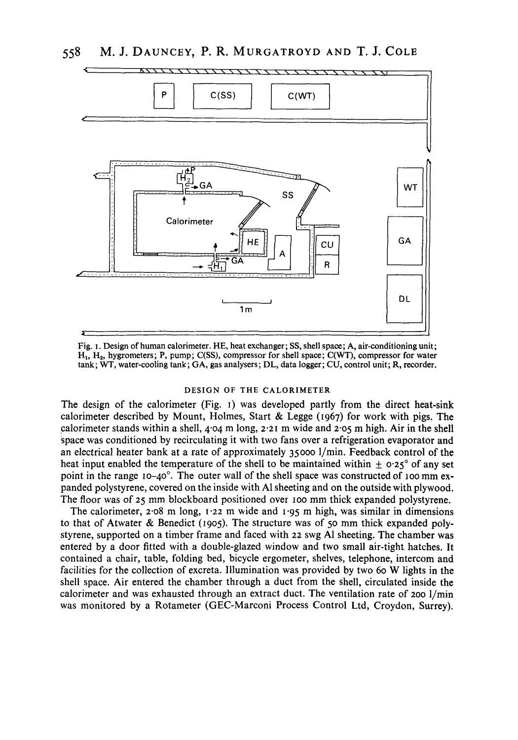Fig. 1. Design of human calorimeter. HE, heat exchanger; SS, shell space; A, air-conditioning unit; $H_1$, $H_2$, hygrometers; P, pump; C(SS), compressor for shell space; C(WT), compressor for water tank; WT, water-cooling tank; GA, gas analysers; DL, data logger; CU, control unit; R, recorder.

## DESIGN OF THE CALORIMETER

The design of the calorimeter (Fig. 1) was developed partly from the direct heat-sink calorimeter described by Mount, Holmes, Start & Legge (1967) for work with pigs. The calorimeter stands within a shell, 4·04 m long, 2·21 m wide and 2·05 m high. Air in the shell space was conditioned by recirculating it with two fans over a refrigeration evaporator and an electrical heater bank at a rate of approximately 35000 l/min. Feedback control of the heat input enabled the temperature of the shell to be maintained within ± 0·25° of any set point in the range 10–40°. The outer wall of the shell space was constructed of 100 mm expanded polystyrene, covered on the inside with Al sheeting and on the outside with plywood. The floor was of 25 mm blockboard positioned over 100 mm thick expanded polystyrene.

The calorimeter, 2·08 m long, 1·22 m wide and 1·95 m high, was similar in dimensions to that of Atwater & Benedict (1905). The structure was of 50 mm thick expanded polystyrene, supported on a timber frame and faced with 22 swg Al sheeting. The chamber was entered by a door fitted with a double-glazed window and two small air-tight hatches. It contained a chair, table, folding bed, bicycle ergometer, shelves, telephone, intercom and facilities for the collection of excreta. Illumination was provided by two 60 W lights in the shell space. Air entered the chamber through a duct from the shell, circulated inside the calorimeter and was exhausted through an extract duct. The ventilation rate of 200 l/min was monitored by a Rotameter (GEC-Marconi Process Control Ltd, Croydon, Surrey).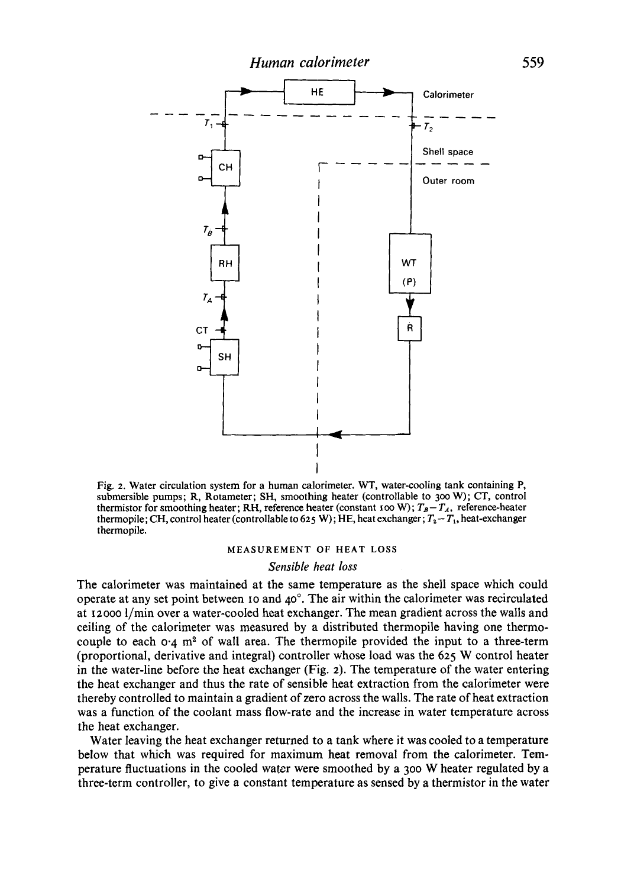Fig. 2. Water circulation system for a human calorimeter. WT, water-cooling tank containing P, submersible pumps; R, Rotameter; SH, smoothing heater (controllable to 300 W); CT, control thermistor for smoothing heater; RH, reference heater (constant 100 W); $T_B - T_A$, reference-heater thermopile; CH, control heater (controllable to 625 W); HE, heat exchanger; $T_2 - T_1$, heat-exchanger thermopile.

## MEASUREMENT OF HEAT LOSS

### *Sensible heat loss*

The calorimeter was maintained at the same temperature as the shell space which could operate at any set point between 10 and 40°. The air within the calorimeter was recirculated at 12000 l/min over a water-cooled heat exchanger. The mean gradient across the walls and ceiling of the calorimeter was measured by a distributed thermopile having one thermocouple to each 0·4 $m^2$ of wall area. The thermopile provided the input to a three-term (proportional, derivative and integral) controller whose load was the 625 W control heater in the water-line before the heat exchanger (Fig. 2). The temperature of the water entering the heat exchanger and thus the rate of sensible heat extraction from the calorimeter were thereby controlled to maintain a gradient of zero across the walls. The rate of heat extraction was a function of the coolant mass flow-rate and the increase in water temperature across the heat exchanger.

Water leaving the heat exchanger returned to a tank where it was cooled to a temperature below that which was required for maximum heat removal from the calorimeter. Temperature fluctuations in the cooled water were smoothed by a 300 W heater regulated by a three-term controller, to give a constant temperature as sensed by a thermistor in the water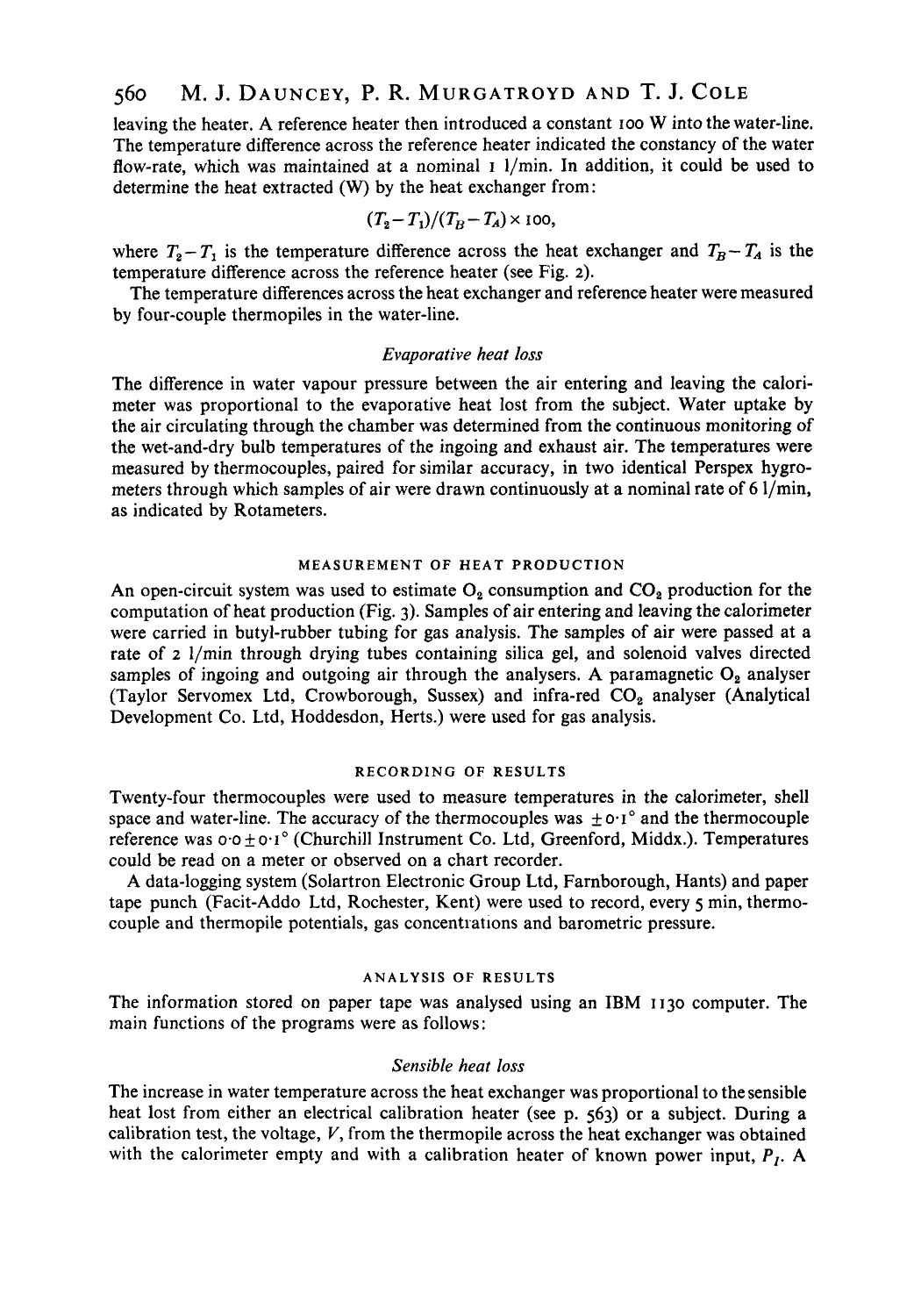leaving the heater. A reference heater then introduced a constant 100 W into the water-line. The temperature difference across the reference heater indicated the constancy of the water flow-rate, which was maintained at a nominal 1 l/min. In addition, it could be used to determine the heat extracted (W) by the heat exchanger from:

$$(T_2 - T_1)/(T_B - T_A) \times 100,$$

where $T_2 - T_1$ is the temperature difference across the heat exchanger and $T_B - T_A$ is the temperature difference across the reference heater (see Fig. 2).

The temperature differences across the heat exchanger and reference heater were measured by four-couple thermopiles in the water-line.

### *Evaporative heat loss*

The difference in water vapour pressure between the air entering and leaving the calorimeter was proportional to the evaporative heat lost from the subject. Water uptake by the air circulating through the chamber was determined from the continuous monitoring of the wet-and-dry bulb temperatures of the ingoing and exhaust air. The temperatures were measured by thermocouples, paired for similar accuracy, in two identical Perspex hygrometers through which samples of air were drawn continuously at a nominal rate of 6 l/min, as indicated by Rotameters.

## MEASUREMENT OF HEAT PRODUCTION

An open-circuit system was used to estimate $O_2$ consumption and $CO_2$ production for the computation of heat production (Fig. 3). Samples of air entering and leaving the calorimeter were carried in butyl-rubber tubing for gas analysis. The samples of air were passed at a rate of 2 l/min through drying tubes containing silica gel, and solenoid valves directed samples of ingoing and outgoing air through the analysers. A paramagnetic $O_2$ analyser (Taylor Servomex Ltd, Crowborough, Sussex) and infra-red $CO_2$ analyser (Analytical Development Co. Ltd, Hoddesdon, Herts.) were used for gas analysis.

## RECORDING OF RESULTS

Twenty-four thermocouples were used to measure temperatures in the calorimeter, shell space and water-line. The accuracy of the thermocouples was $\pm 0{\cdot}1°$ and the thermocouple reference was $0{\cdot}0 \pm 0{\cdot}1°$ (Churchill Instrument Co. Ltd, Greenford, Middx.). Temperatures could be read on a meter or observed on a chart recorder.

A data-logging system (Solartron Electronic Group Ltd, Farnborough, Hants) and paper tape punch (Facit-Addo Ltd, Rochester, Kent) were used to record, every 5 min, thermocouple and thermopile potentials, gas concentrations and barometric pressure.

## ANALYSIS OF RESULTS

The information stored on paper tape was analysed using an IBM 1130 computer. The main functions of the programs were as follows:

### *Sensible heat loss*

The increase in water temperature across the heat exchanger was proportional to the sensible heat lost from either an electrical calibration heater (see p. 563) or a subject. During a calibration test, the voltage, $V$, from the thermopile across the heat exchanger was obtained with the calorimeter empty and with a calibration heater of known power input, $P_I$. A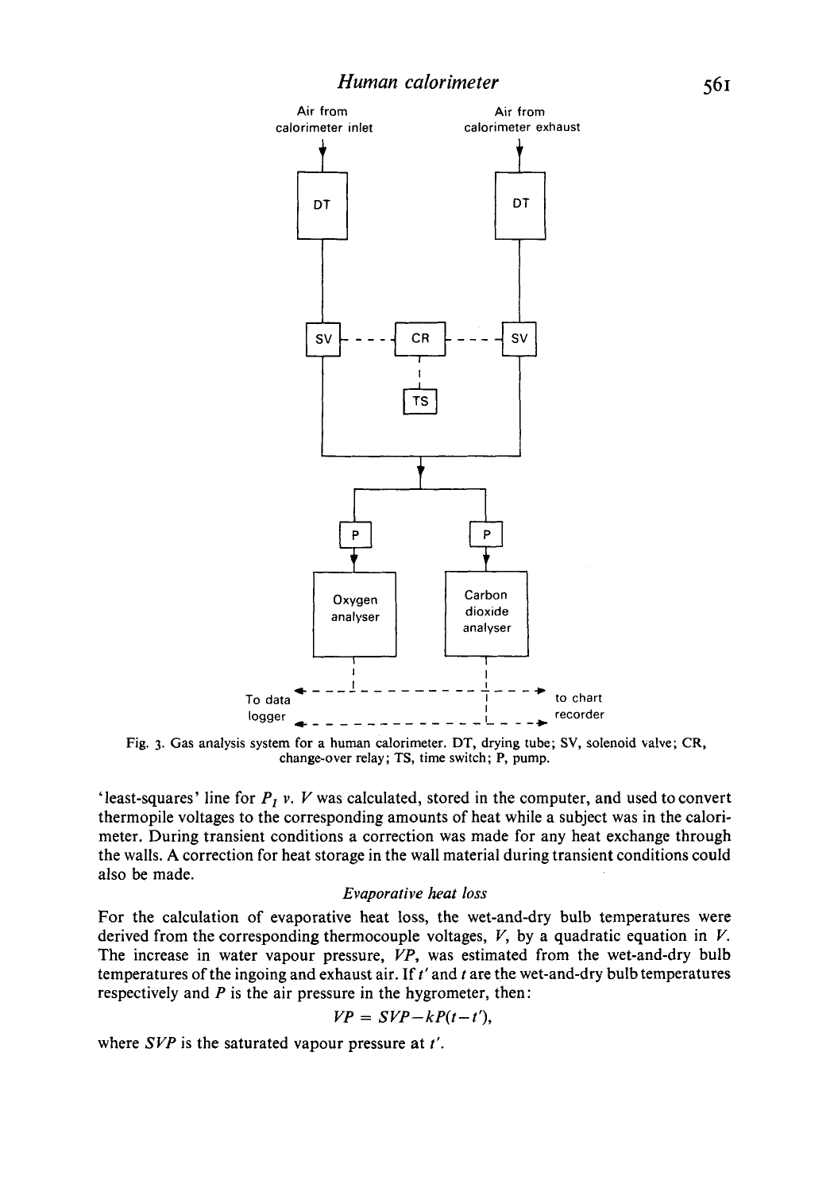Fig. 3. Gas analysis system for a human calorimeter. DT, drying tube; SV, solenoid valve; CR, change-over relay; TS, time switch; P, pump.

'least-squares' line for $P_I$ v. $V$ was calculated, stored in the computer, and used to convert thermopile voltages to the corresponding amounts of heat while a subject was in the calorimeter. During transient conditions a correction was made for any heat exchange through the walls. A correction for heat storage in the wall material during transient conditions could also be made.

### *Evaporative heat loss*

For the calculation of evaporative heat loss, the wet-and-dry bulb temperatures were derived from the corresponding thermocouple voltages, $V$, by a quadratic equation in $V$. The increase in water vapour pressure, $VP$, was estimated from the wet-and-dry bulb temperatures of the ingoing and exhaust air. If $t'$ and $t$ are the wet-and-dry bulb temperatures respectively and $P$ is the air pressure in the hygrometer, then:

$$VP = SVP - kP(t - t'),$$

where $SVP$ is the saturated vapour pressure at $t'$.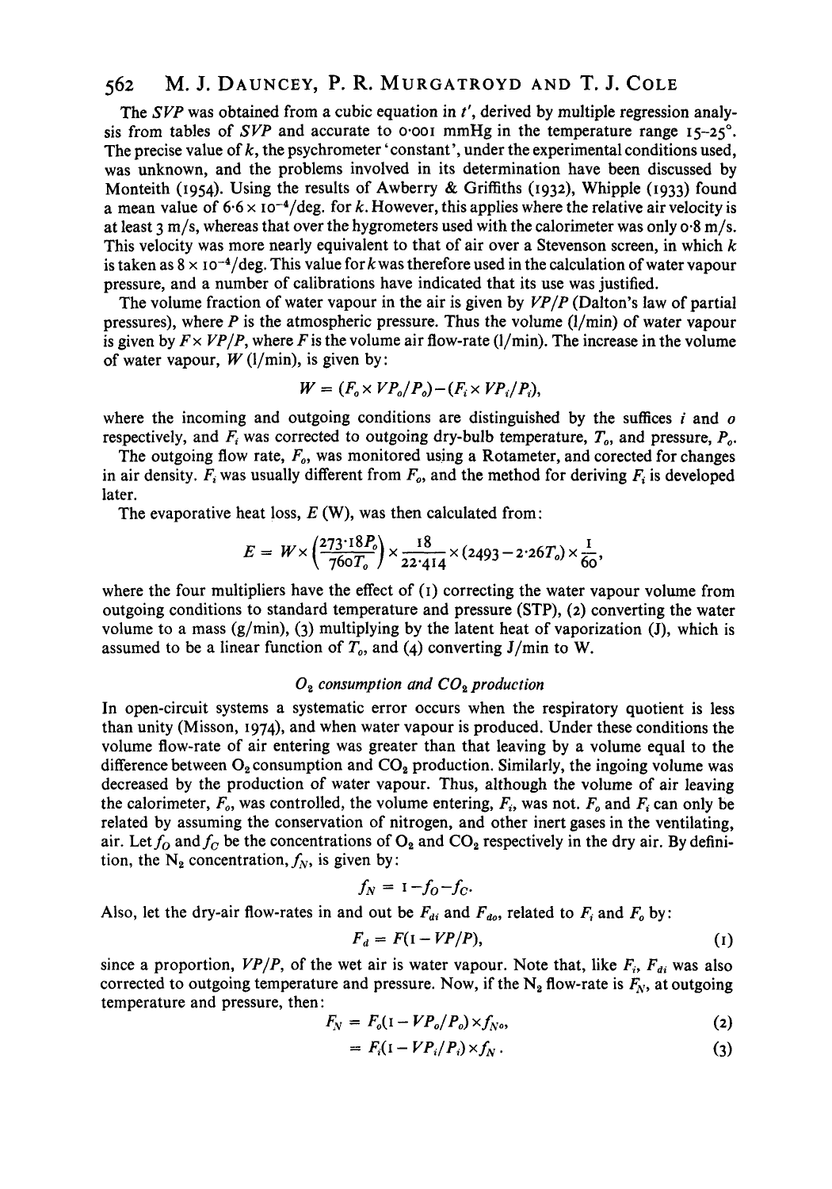The *SVP* was obtained from a cubic equation in $t'$, derived by multiple regression analysis from tables of *SVP* and accurate to 0·001 mmHg in the temperature range 15–25°. The precise value of $k$, the psychrometer 'constant', under the experimental conditions used, was unknown, and the problems involved in its determination have been discussed by Monteith (1954). Using the results of Awberry & Griffiths (1932), Whipple (1933) found a mean value of $6 \cdot 6 \times 10^{-4}$/deg. for $k$. However, this applies where the relative air velocity is at least 3 m/s, whereas that over the hygrometers used with the calorimeter was only 0·8 m/s. This velocity was more nearly equivalent to that of air over a Stevenson screen, in which $k$ is taken as $8 \times 10^{-4}$/deg. This value for $k$ was therefore used in the calculation of water vapour pressure, and a number of calibrations have indicated that its use was justified.

The volume fraction of water vapour in the air is given by $VP/P$ (Dalton's law of partial pressures), where $P$ is the atmospheric pressure. Thus the volume (l/min) of water vapour is given by $F \times VP/P$, where $F$ is the volume air flow-rate (l/min). The increase in the volume of water vapour, $W$ (l/min), is given by:

$$W = (F_o \times VP_o/P_o) - (F_i \times VP_i/P_i),$$

where the incoming and outgoing conditions are distinguished by the suffices $i$ and $o$ respectively, and $F_i$ was corrected to outgoing dry-bulb temperature, $T_o$, and pressure, $P_o$.

The outgoing flow rate, $F_o$, was monitored using a Rotameter, and corected for changes in air density. $F_i$ was usually different from $F_o$, and the method for deriving $F_i$ is developed later.

The evaporative heat loss, $E$ (W), was then calculated from:

$$E = W \times \left(\frac{273 \cdot 18 P_o}{760 T_o}\right) \times \frac{18}{22 \cdot 414} \times (2493 - 2 \cdot 26 T_o) \times \frac{1}{60},$$

where the four multipliers have the effect of (1) correcting the water vapour volume from outgoing conditions to standard temperature and pressure (STP), (2) converting the water volume to a mass (g/min), (3) multiplying by the latent heat of vaporization (J), which is assumed to be a linear function of $T_o$, and (4) converting J/min to W.

### $O_2$ consumption and $CO_2$ production

In open-circuit systems a systematic error occurs when the respiratory quotient is less than unity (Misson, 1974), and when water vapour is produced. Under these conditions the volume flow-rate of air entering was greater than that leaving by a volume equal to the difference between $O_2$ consumption and $CO_2$ production. Similarly, the ingoing volume was decreased by the production of water vapour. Thus, although the volume of air leaving the calorimeter, $F_o$, was controlled, the volume entering, $F_i$, was not. $F_o$ and $F_i$ can only be related by assuming the conservation of nitrogen, and other inert gases in the ventilating, air. Let $f_O$ and $f_C$ be the concentrations of $O_2$ and $CO_2$ respectively in the dry air. By definition, the $N_2$ concentration, $f_N$, is given by:

$$f_N = 1 - f_O - f_C.$$

Also, let the dry-air flow-rates in and out be $F_{di}$ and $F_{do}$, related to $F_i$ and $F_o$ by:

$$F_d = F(1 - VP/P), \tag{1}$$

since a proportion, $VP/P$, of the wet air is water vapour. Note that, like $F_i$, $F_{di}$ was also corrected to outgoing temperature and pressure. Now, if the $N_2$ flow-rate is $F_N$, at outgoing temperature and pressure, then:

$$F_N = F_o(1 - VP_o/P_o) \times f_{No}, \tag{2}$$

$$= F_i(1 - VP_i/P_i) \times f_{N_i}. \tag{3}$$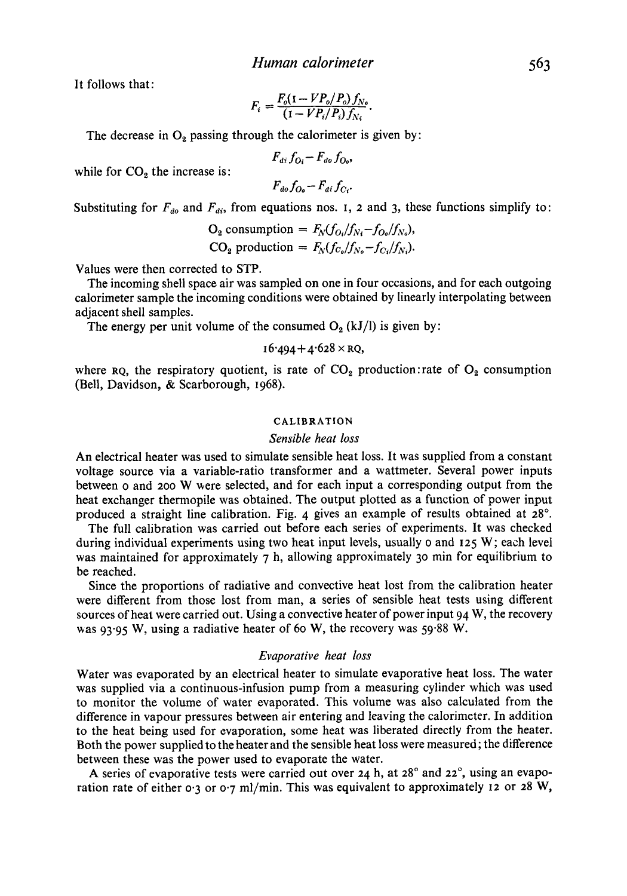It follows that:

$$F_i = \frac{F_o(1 - VP_o/P_o) f_{N_o}}{(1 - VP_i/P_i) f_{N_i}}.$$

The decrease in $O_2$ passing through the calorimeter is given by:

$$F_{di} f_{O_i} - F_{do} f_{O_o},$$

while for $CO_2$ the increase is:

$$F_{do} f_{O_o} - F_{di} f_{C_i}.$$

Substituting for $F_{do}$ and $F_{di}$, from equations nos. 1, 2 and 3, these functions simplify to:

$$O_2 \text{ consumption} = F_N(f_{O_i}/f_{N_i} - f_{O_o}/f_{N_o}),$$

$$CO_2 \text{ production} = F_N(f_{C_o}/f_{N_o} - f_{C_i}/f_{N_i}).$$

Values were then corrected to STP.

The incoming shell space air was sampled on one in four occasions, and for each outgoing calorimeter sample the incoming conditions were obtained by linearly interpolating between adjacent shell samples.

The energy per unit volume of the consumed $O_2$ (kJ/l) is given by:

$$16{\cdot}494 + 4{\cdot}628 \times \text{RQ},$$

where RQ, the respiratory quotient, is rate of $CO_2$ production:rate of $O_2$ consumption (Bell, Davidson, & Scarborough, 1968).

## CALIBRATION

### *Sensible heat loss*

An electrical heater was used to simulate sensible heat loss. It was supplied from a constant voltage source via a variable-ratio transformer and a wattmeter. Several power inputs between 0 and 200 W were selected, and for each input a corresponding output from the heat exchanger thermopile was obtained. The output plotted as a function of power input produced a straight line calibration. Fig. 4 gives an example of results obtained at 28°.

The full calibration was carried out before each series of experiments. It was checked during individual experiments using two heat input levels, usually 0 and 125 W; each level was maintained for approximately 7 h, allowing approximately 30 min for equilibrium to be reached.

Since the proportions of radiative and convective heat lost from the calibration heater were different from those lost from man, a series of sensible heat tests using different sources of heat were carried out. Using a convective heater of power input 94 W, the recovery was 93·95 W, using a radiative heater of 60 W, the recovery was 59·88 W.

### *Evaporative heat loss*

Water was evaporated by an electrical heater to simulate evaporative heat loss. The water was supplied via a continuous-infusion pump from a measuring cylinder which was used to monitor the volume of water evaporated. This volume was also calculated from the difference in vapour pressures between air entering and leaving the calorimeter. In addition to the heat being used for evaporation, some heat was liberated directly from the heater. Both the power supplied to the heater and the sensible heat loss were measured; the difference between these was the power used to evaporate the water.

A series of evaporative tests were carried out over 24 h, at 28° and 22°, using an evaporation rate of either 0·3 or 0·7 ml/min. This was equivalent to approximately 12 or 28 W,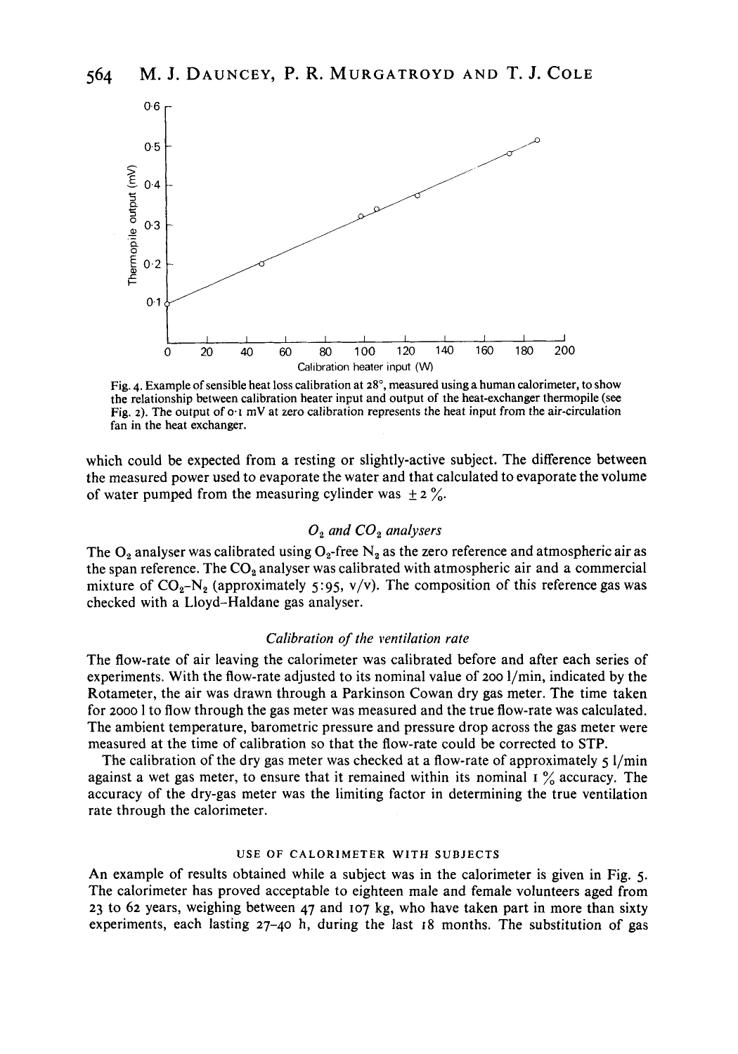Fig. 4. Example of sensible heat loss calibration at 28°, measured using a human calorimeter, to show the relationship between calibration heater input and output of the heat-exchanger thermopile (see Fig. 2). The output of 0·1 mV at zero calibration represents the heat input from the air-circulation fan in the heat exchanger.

which could be expected from a resting or slightly-active subject. The difference between the measured power used to evaporate the water and that calculated to evaporate the volume of water pumped from the measuring cylinder was ± 2 %.

### *$O_2$ and $CO_2$ analysers*

The $O_2$ analyser was calibrated using $O_2$-free $N_2$ as the zero reference and atmospheric air as the span reference. The $CO_2$ analyser was calibrated with atmospheric air and a commercial mixture of $CO_2$–$N_2$ (approximately 5:95, v/v). The composition of this reference gas was checked with a Lloyd–Haldane gas analyser.

### *Calibration of the ventilation rate*

The flow-rate of air leaving the calorimeter was calibrated before and after each series of experiments. With the flow-rate adjusted to its nominal value of 200 l/min, indicated by the Rotameter, the air was drawn through a Parkinson Cowan dry gas meter. The time taken for 2000 l to flow through the gas meter was measured and the true flow-rate was calculated. The ambient temperature, barometric pressure and pressure drop across the gas meter were measured at the time of calibration so that the flow-rate could be corrected to STP.

The calibration of the dry gas meter was checked at a flow-rate of approximately 5 l/min against a wet gas meter, to ensure that it remained within its nominal 1 % accuracy. The accuracy of the dry-gas meter was the limiting factor in determining the true ventilation rate through the calorimeter.

## USE OF CALORIMETER WITH SUBJECTS

An example of results obtained while a subject was in the calorimeter is given in Fig. 5. The calorimeter has proved acceptable to eighteen male and female volunteers aged from 23 to 62 years, weighing between 47 and 107 kg, who have taken part in more than sixty experiments, each lasting 27–40 h, during the last 18 months. The substitution of gas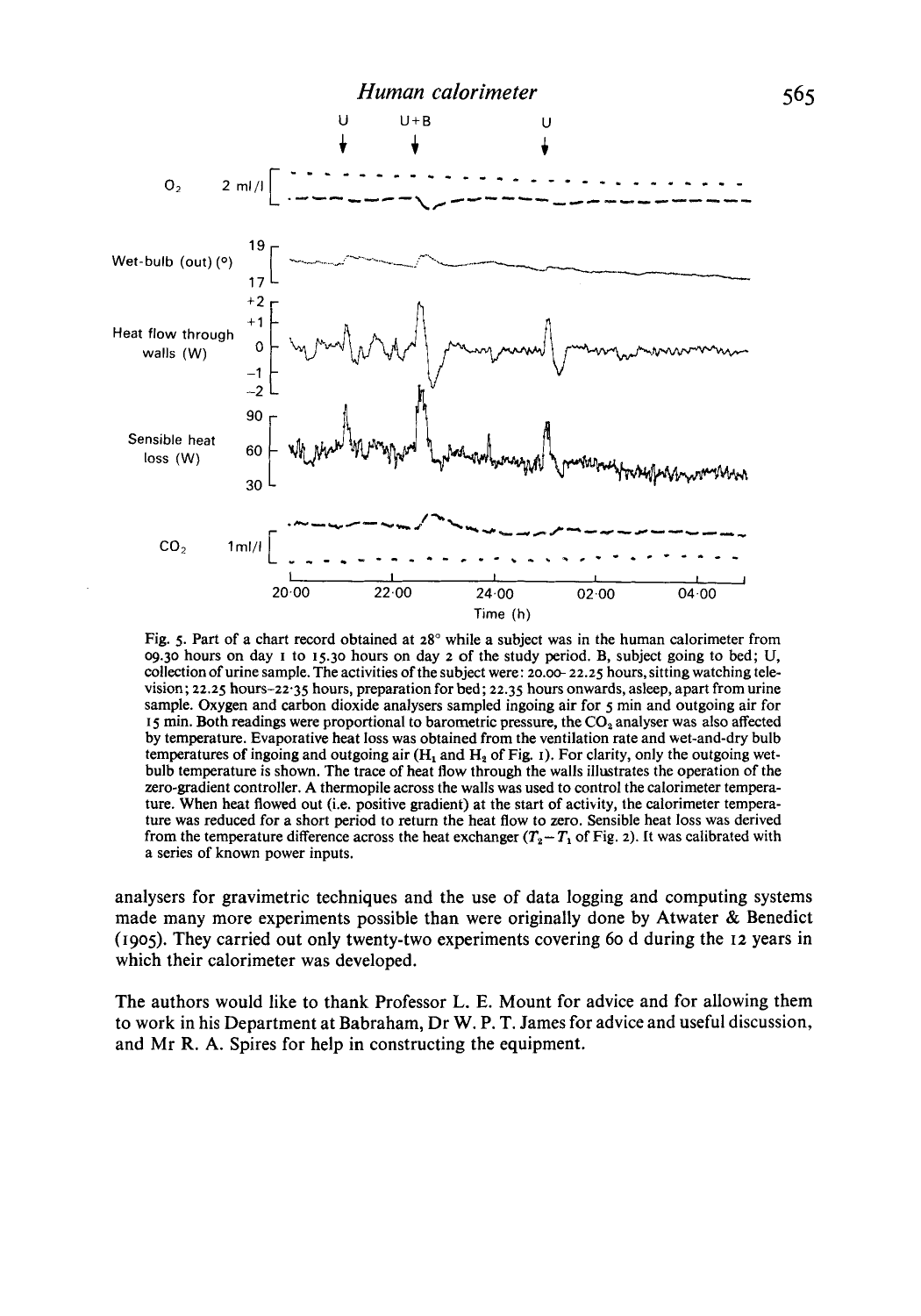Fig. 5. Part of a chart record obtained at 28° while a subject was in the human calorimeter from 09.30 hours on day 1 to 15.30 hours on day 2 of the study period. B, subject going to bed; U, collection of urine sample. The activities of the subject were: 20.00–22.25 hours, sitting watching television; 22.25 hours–22·35 hours, preparation for bed; 22.35 hours onwards, asleep, apart from urine sample. Oxygen and carbon dioxide analysers sampled ingoing air for 5 min and outgoing air for 15 min. Both readings were proportional to barometric pressure, the $CO_2$ analyser was also affected by temperature. Evaporative heat loss was obtained from the ventilation rate and wet-and-dry bulb temperatures of ingoing and outgoing air ($H_1$ and $H_2$ of Fig. 1). For clarity, only the outgoing wet-bulb temperature is shown. The trace of heat flow through the walls illustrates the operation of the zero-gradient controller. A thermopile across the walls was used to control the calorimeter temperature. When heat flowed out (i.e. positive gradient) at the start of activity, the calorimeter temperature was reduced for a short period to return the heat flow to zero. Sensible heat loss was derived from the temperature difference across the heat exchanger ($T_2 - T_1$ of Fig. 2). It was calibrated with a series of known power inputs.

analysers for gravimetric techniques and the use of data logging and computing systems made many more experiments possible than were originally done by Atwater & Benedict (1905). They carried out only twenty-two experiments covering 60 d during the 12 years in which their calorimeter was developed.

The authors would like to thank Professor L. E. Mount for advice and for allowing them to work in his Department at Babraham, Dr W. P. T. James for advice and useful discussion, and Mr R. A. Spires for help in constructing the equipment.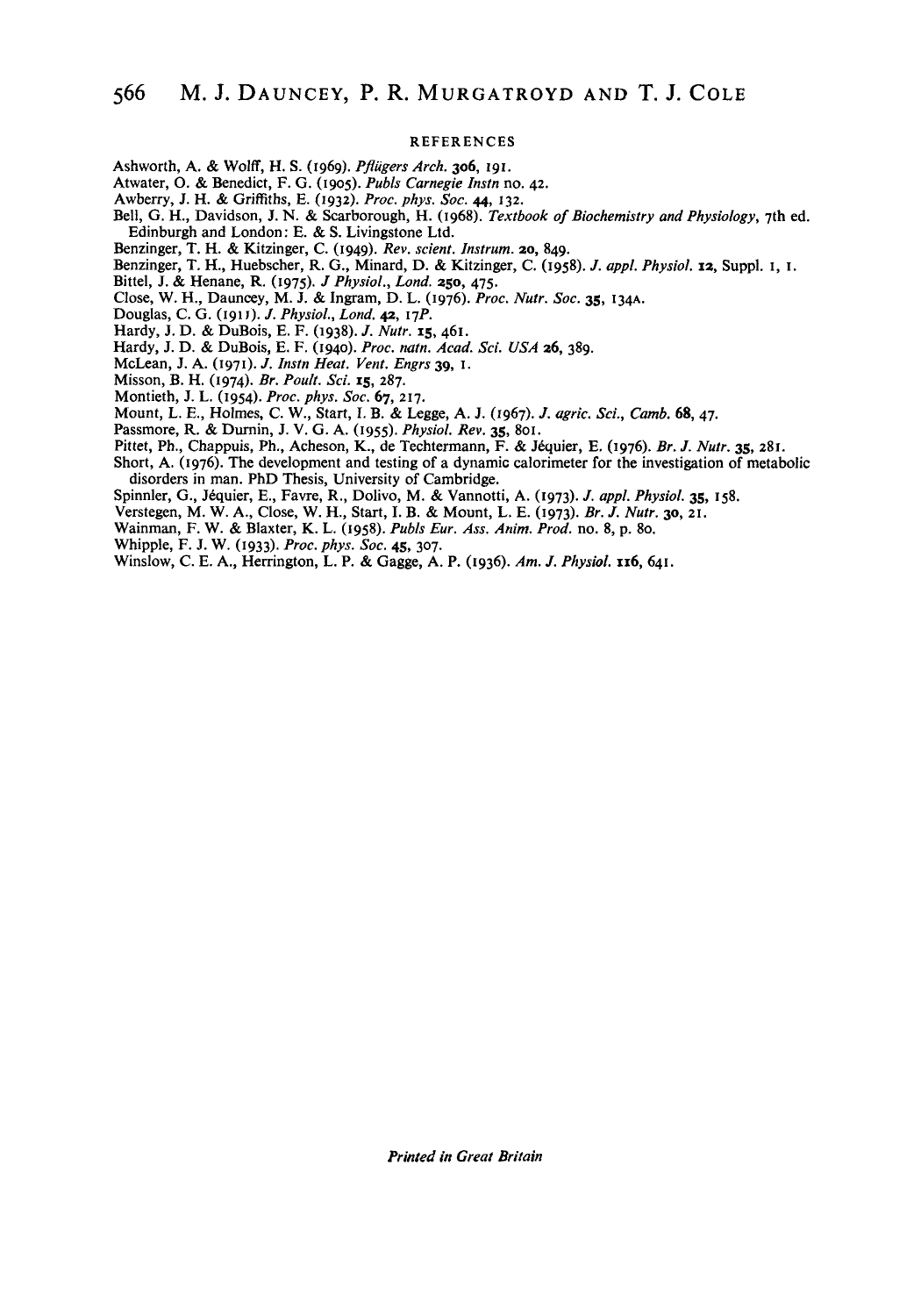## REFERENCES

Ashworth, A. & Wolff, H. S. (1969). *Pflügers Arch.* **306**, 191.

Atwater, O. & Benedict, F. G. (1905). *Publs Carnegie Instn* no. 42.

Awberry, J. H. & Griffiths, E. (1932). *Proc. phys. Soc.* **44**, 132.

Bell, G. H., Davidson, J. N. & Scarborough, H. (1968). *Textbook of Biochemistry and Physiology*, 7th ed. Edinburgh and London: E. & S. Livingstone Ltd.

Benzinger, T. H. & Kitzinger, C. (1949). *Rev. scient. Instrum.* **20**, 849.

Benzinger, T. H., Huebscher, R. G., Minard, D. & Kitzinger, C. (1958). *J. appl. Physiol.* **12**, Suppl. 1, 1.

Bittel, J. & Henane, R. (1975). *J Physiol., Lond.* **250**, 475.

Close, W. H., Dauncey, M. J. & Ingram, D. L. (1976). *Proc. Nutr. Soc.* **35**, 134A.

Douglas, C. G. (1911). *J. Physiol., Lond.* **42**, 17*P*.

Hardy, J. D. & DuBois, E. F. (1938). *J. Nutr.* **15**, 461.

Hardy, J. D. & DuBois, E. F. (1940). *Proc. natn. Acad. Sci. USA* **26**, 389.

McLean, J. A. (1971). *J. Instn Heat. Vent. Engrs* **39**, 1.

Misson, B. H. (1974). *Br. Poult. Sci.* **15**, 287.

Montieth, J. L. (1954). *Proc. phys. Soc.* **67**, 217.

Mount, L. E., Holmes, C. W., Start, I. B. & Legge, A. J. (1967). *J. agric. Sci., Camb.* **68**, 47.

Passmore, R. & Durnin, J. V. G. A. (1955). *Physiol. Rev.* **35**, 801.

Pittet, Ph., Chappuis, Ph., Acheson, K., de Techtermann, F. & Jéquier, E. (1976). *Br. J. Nutr.* **35**, 281.

Short, A. (1976). The development and testing of a dynamic calorimeter for the investigation of metabolic disorders in man. PhD Thesis, University of Cambridge.

Spinnler, G., Jéquier, E., Favre, R., Dolivo, M. & Vannotti, A. (1973). *J. appl. Physiol.* **35**, 158.

Verstegen, M. W. A., Close, W. H., Start, I. B. & Mount, L. E. (1973). *Br. J. Nutr.* **30**, 21.

Wainman, F. W. & Blaxter, K. L. (1958). *Publs Eur. Ass. Anim. Prod.* no. 8, p. 80.

Whipple, F. J. W. (1933). *Proc. phys. Soc.* **45**, 307.

Winslow, C. E. A., Herrington, L. P. & Gagge, A. P. (1936). *Am. J. Physiol.* **116**, 641.

*Printed in Great Britain*